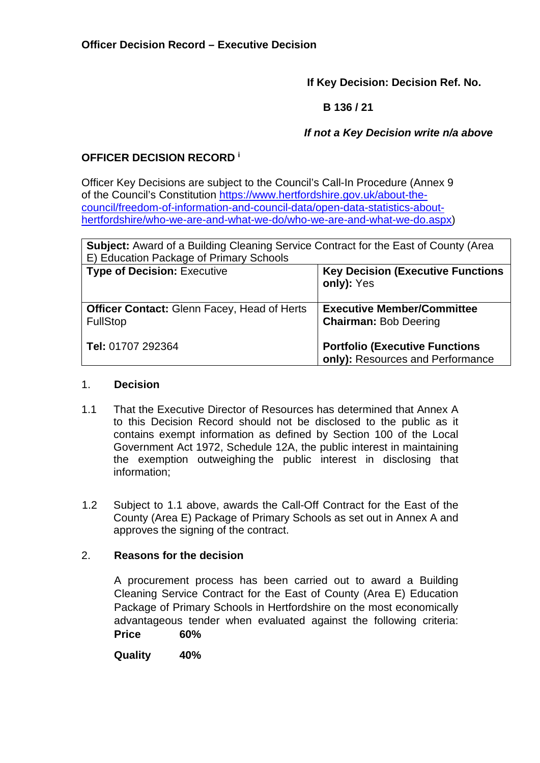**Officer Decision Record – Executive Decision**

**If Key Decision: Decision Ref. No.**

**B 136 / 21**

***If not a Key Decision write n/a above***

**OFFICER DECISION RECORD** [i]

Officer Key Decisions are subject to the Council's Call-In Procedure (Annex 9 of the Council's Constitution https://www.hertfordshire.gov.uk/about-the-council/freedom-of-information-and-council-data/open-data-statistics-about-hertfordshire/who-we-are-and-what-we-do/who-we-are-and-what-we-do.aspx)

| **Subject:** Award of a Building Cleaning Service Contract for the East of County (Area E) Education Package of Primary Schools | |
|---|---|
| **Type of Decision:** Executive | **Key Decision (Executive Functions only):** Yes |
| **Officer Contact:** Glenn Facey, Head of Herts FullStop<br><br>**Tel:** 01707 292364 | **Executive Member/Committee Chairman:** Bob Deering<br><br>**Portfolio (Executive Functions only):** Resources and Performance |

1. **Decision**

1.1 That the Executive Director of Resources has determined that Annex A to this Decision Record should not be disclosed to the public as it contains exempt information as defined by Section 100 of the Local Government Act 1972, Schedule 12A, the public interest in maintaining the exemption outweighing the public interest in disclosing that information;

1.2 Subject to 1.1 above, awards the Call-Off Contract for the East of the County (Area E) Package of Primary Schools as set out in Annex A and approves the signing of the contract.

2. **Reasons for the decision**

A procurement process has been carried out to award a Building Cleaning Service Contract for the East of County (Area E) Education Package of Primary Schools in Hertfordshire on the most economically advantageous tender when evaluated against the following criteria:

**Price** **60%**

**Quality** **40%**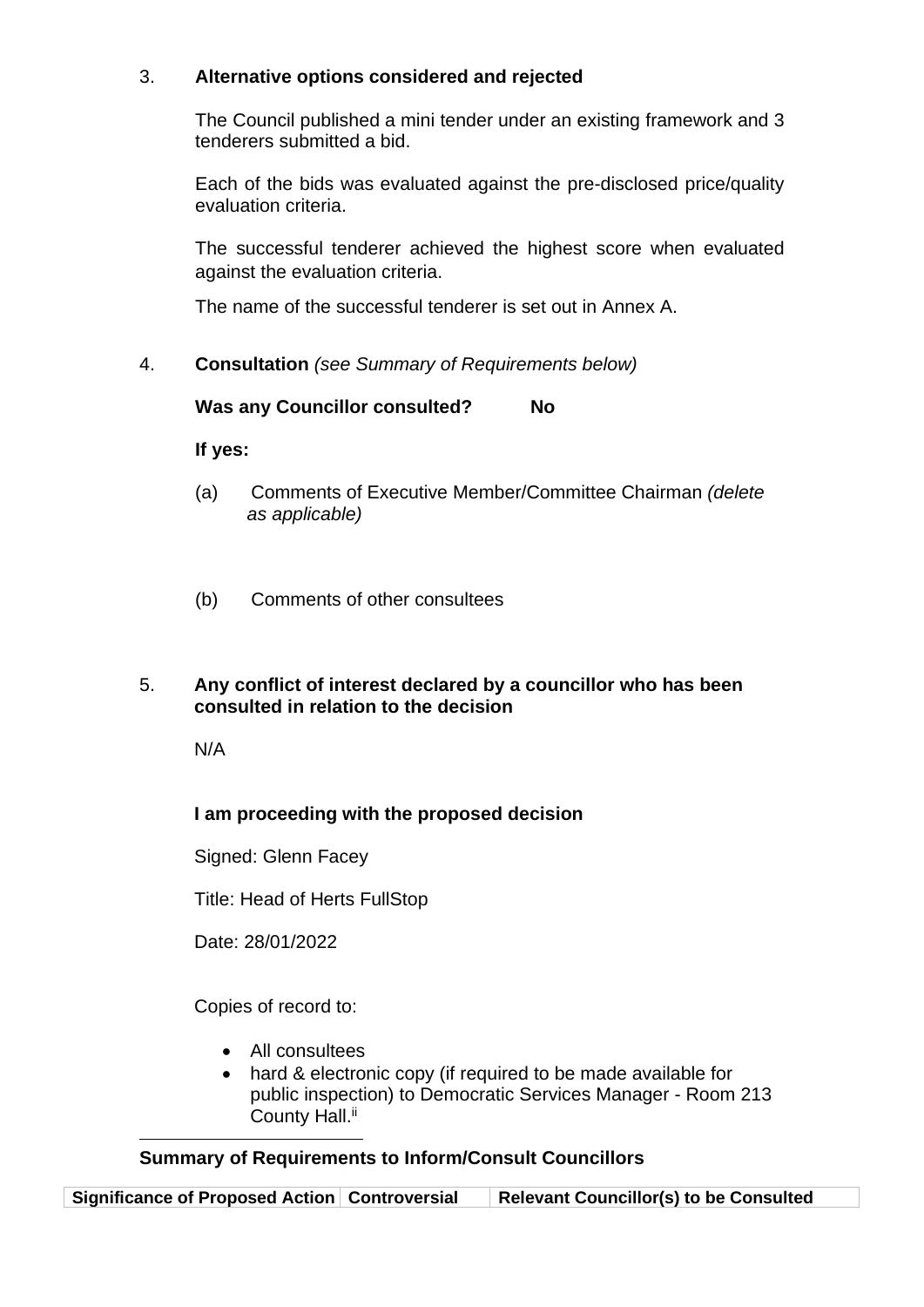3. **Alternative options considered and rejected**

The Council published a mini tender under an existing framework and 3 tenderers submitted a bid.

Each of the bids was evaluated against the pre-disclosed price/quality evaluation criteria.

The successful tenderer achieved the highest score when evaluated against the evaluation criteria.

The name of the successful tenderer is set out in Annex A.

4. **Consultation** *(see Summary of Requirements below)*

**Was any Councillor consulted? No**

**If yes:**

(a) Comments of Executive Member/Committee Chairman *(delete as applicable)*

(b) Comments of other consultees

5. **Any conflict of interest declared by a councillor who has been consulted in relation to the decision**

N/A

**I am proceeding with the proposed decision**

Signed: Glenn Facey

Title: Head of Herts FullStop

Date: 28/01/2022

Copies of record to:

- All consultees
- hard & electronic copy (if required to be made available for public inspection) to Democratic Services Manager - Room 213 County Hall.[ii]

---

**Summary of Requirements to Inform/Consult Councillors**

| Significance of Proposed Action | Controversial | Relevant Councillor(s) to be Consulted |
|---|---|---|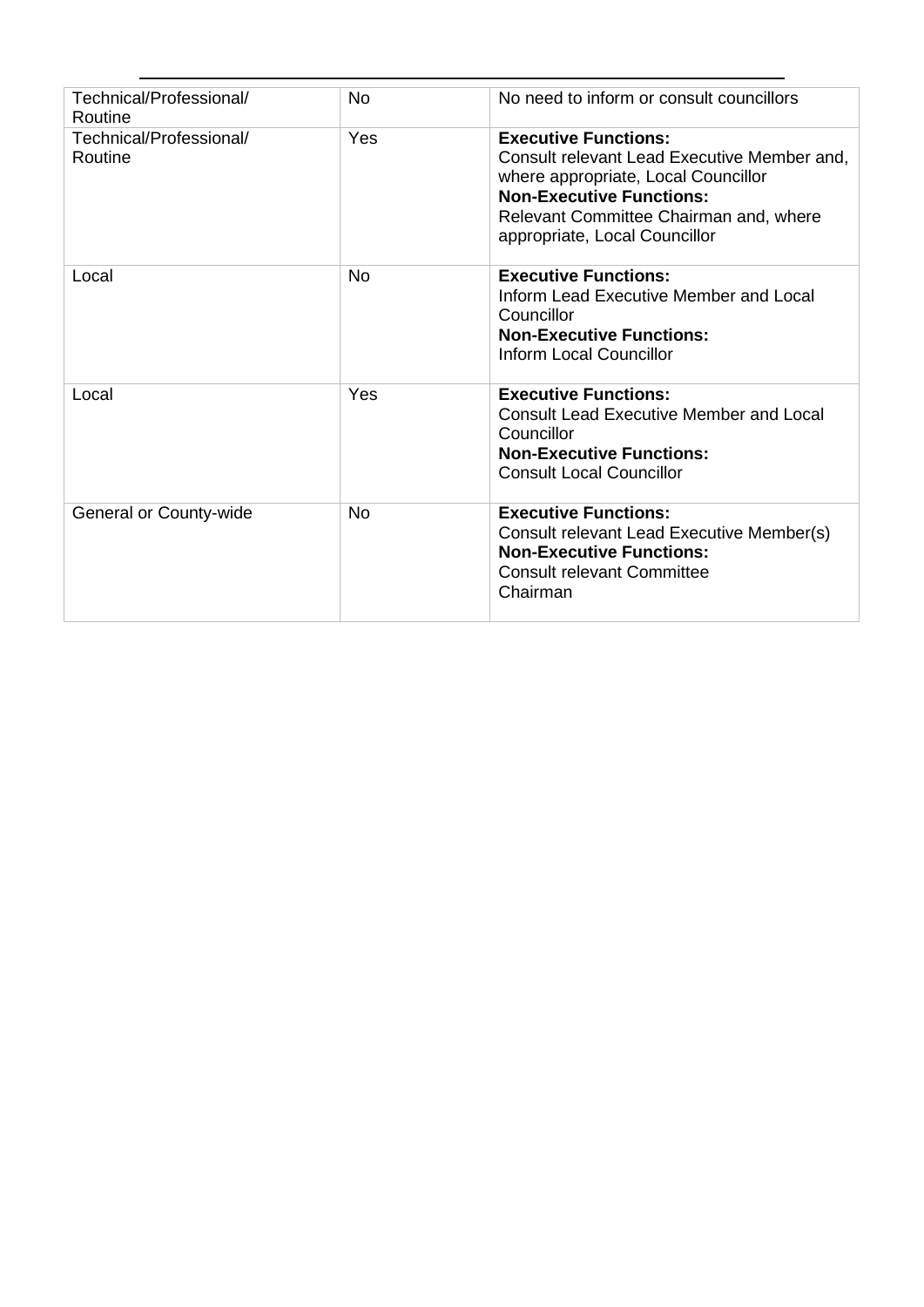| | | |
|---|---|---|
| Technical/Professional/ Routine | No | No need to inform or consult councillors |
| Technical/Professional/ Routine | Yes | **Executive Functions:** Consult relevant Lead Executive Member and, where appropriate, Local Councillor **Non-Executive Functions:** Relevant Committee Chairman and, where appropriate, Local Councillor |
| Local | No | **Executive Functions:** Inform Lead Executive Member and Local Councillor **Non-Executive Functions:** Inform Local Councillor |
| Local | Yes | **Executive Functions:** Consult Lead Executive Member and Local Councillor **Non-Executive Functions:** Consult Local Councillor |
| General or County-wide | No | **Executive Functions:** Consult relevant Lead Executive Member(s) **Non-Executive Functions:** Consult relevant Committee Chairman |